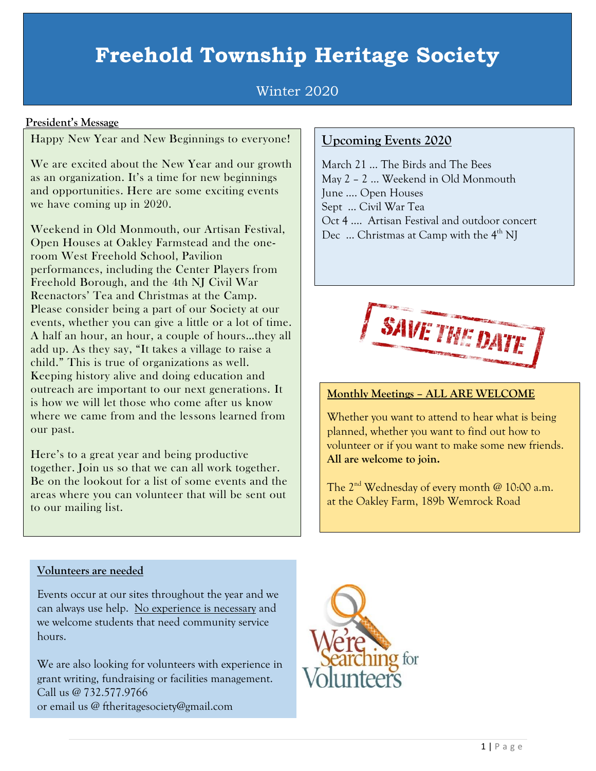# Freehold Township Heritage Society

Winter 2020

**President's Message**

Happy New Year and New Beginnings to everyone!

We are excited about the New Year and our growth as an organization. It's a time for new beginnings and opportunities. Here are some exciting events we have coming up in 2020.

Weekend in Old Monmouth, our Artisan Festival, Open Houses at Oakley Farmstead and the one-room West Freehold School, Pavilion performances, including the Center Players from Freehold Borough, and the 4th NJ Civil War Reenactors' Tea and Christmas at the Camp. Please consider being a part of our Society at our events, whether you can give a little or a lot of time. A half an hour, an hour, a couple of hours…they all add up. As they say, "It takes a village to raise a child." This is true of organizations as well. Keeping history alive and doing education and outreach are important to our next generations. It is how we will let those who come after us know where we came from and the lessons learned from our past.

Here's to a great year and being productive together. Join us so that we can all work together. Be on the lookout for a list of some events and the areas where you can volunteer that will be sent out to our mailing list.

## Upcoming Events 2020

March 21 … The Birds and The Bees
May 2 – 2 … Weekend in Old Monmouth
June …. Open Houses
Sept … Civil War Tea
Oct 4 …. Artisan Festival and outdoor concert
Dec … Christmas at Camp with the 4th NJ

SAVE THE DATE

**Monthly Meetings – ALL ARE WELCOME**

Whether you want to attend to hear what is being planned, whether you want to find out how to volunteer or if you want to make some new friends. **All are welcome to join.**

The 2nd Wednesday of every month @ 10:00 a.m. at the Oakley Farm, 189b Wemrock Road

**Volunteers are needed**

Events occur at our sites throughout the year and we can always use help. No experience is necessary and we welcome students that need community service hours.

We are also looking for volunteers with experience in grant writing, fundraising or facilities management.
Call us @ 732.577.9766
or email us @ ftheritagesociety@gmail.com

We're Searching for Volunteers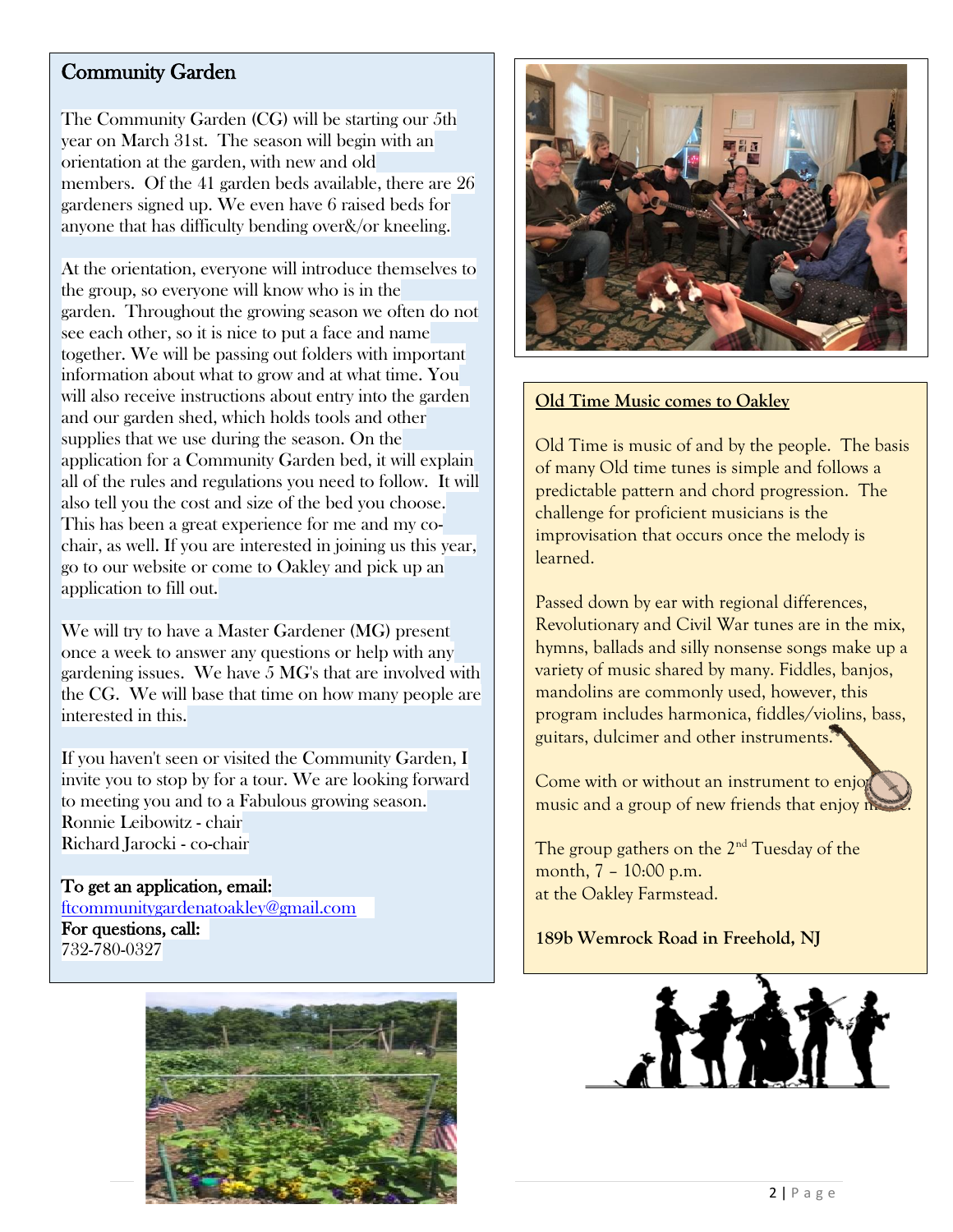## Community Garden

The Community Garden (CG) will be starting our 5th year on March 31st. The season will begin with an orientation at the garden, with new and old members. Of the 41 garden beds available, there are 26 gardeners signed up. We even have 6 raised beds for anyone that has difficulty bending over&/or kneeling.

At the orientation, everyone will introduce themselves to the group, so everyone will know who is in the garden. Throughout the growing season we often do not see each other, so it is nice to put a face and name together. We will be passing out folders with important information about what to grow and at what time. You will also receive instructions about entry into the garden and our garden shed, which holds tools and other supplies that we use during the season. On the application for a Community Garden bed, it will explain all of the rules and regulations you need to follow. It will also tell you the cost and size of the bed you choose. This has been a great experience for me and my co-chair, as well. If you are interested in joining us this year, go to our website or come to Oakley and pick up an application to fill out.

We will try to have a Master Gardener (MG) present once a week to answer any questions or help with any gardening issues. We have 5 MG's that are involved with the CG. We will base that time on how many people are interested in this.

If you haven't seen or visited the Community Garden, I invite you to stop by for a tour. We are looking forward to meeting you and to a Fabulous growing season.
Ronnie Leibowitz - chair
Richard Jarocki - co-chair

**To get an application, email:**
ftcommunitygardenatoakley@gmail.com
**For questions, call:**
732-780-0327

**Old Time Music comes to Oakley**

Old Time is music of and by the people. The basis of many Old time tunes is simple and follows a predictable pattern and chord progression. The challenge for proficient musicians is the improvisation that occurs once the melody is learned.

Passed down by ear with regional differences, Revolutionary and Civil War tunes are in the mix, hymns, ballads and silly nonsense songs make up a variety of music shared by many. Fiddles, banjos, mandolins are commonly used, however, this program includes harmonica, fiddles/violins, bass, guitars, dulcimer and other instruments.

Come with or without an instrument to enjoy music and a group of new friends that enjoy music.

The group gathers on the 2nd Tuesday of the month, 7 – 10:00 p.m.
at the Oakley Farmstead.

**189b Wemrock Road in Freehold, NJ**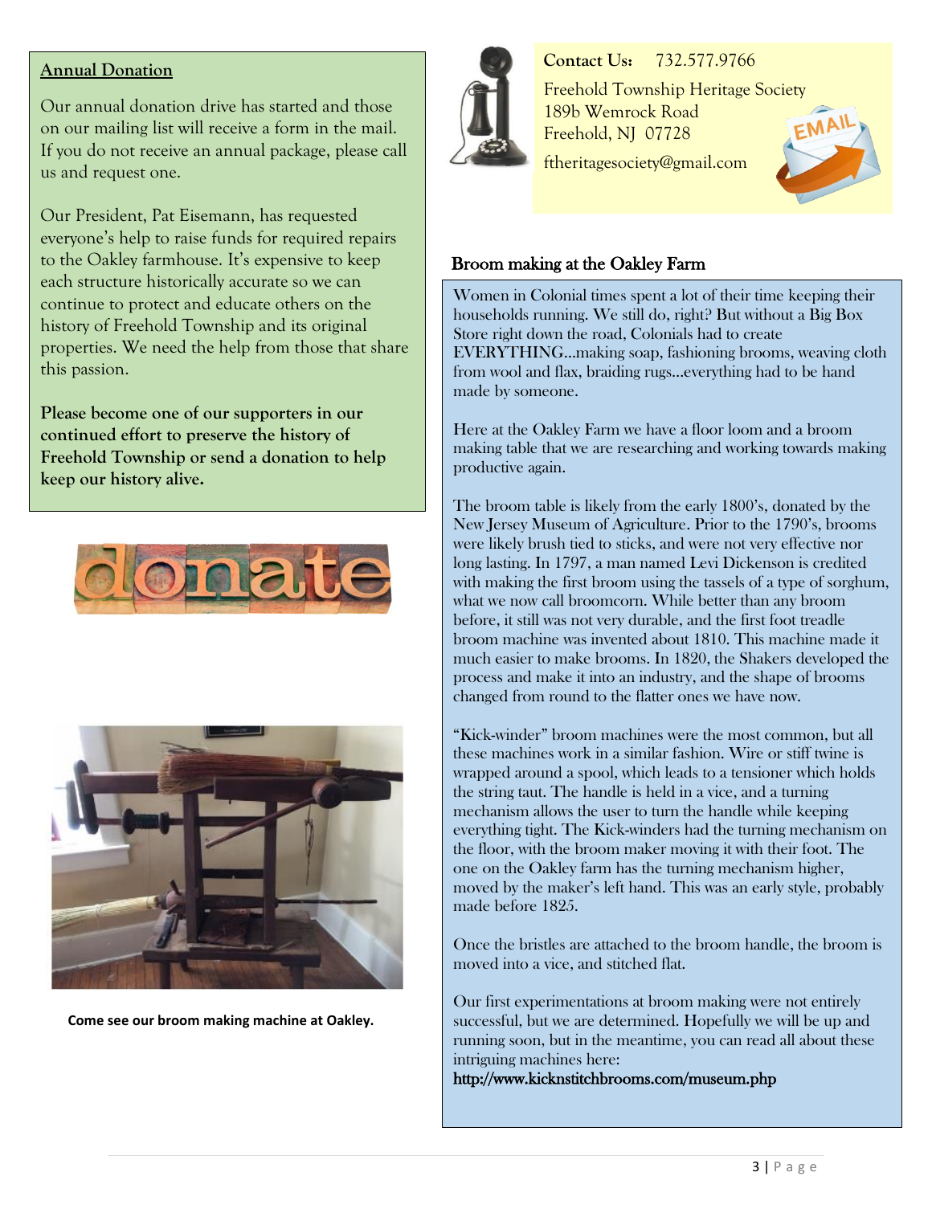## Annual Donation

Our annual donation drive has started and those on our mailing list will receive a form in the mail. If you do not receive an annual package, please call us and request one.

Our President, Pat Eisemann, has requested everyone's help to raise funds for required repairs to the Oakley farmhouse. It's expensive to keep each structure historically accurate so we can continue to protect and educate others on the history of Freehold Township and its original properties. We need the help from those that share this passion.

**Please become one of our supporters in our continued effort to preserve the history of Freehold Township or send a donation to help keep our history alive.**

**Come see our broom making machine at Oakley.**

**Contact Us:** 732.577.9766

Freehold Township Heritage Society
189b Wemrock Road
Freehold, NJ 07728

ftheritagesociety@gmail.com

## Broom making at the Oakley Farm

Women in Colonial times spent a lot of their time keeping their households running. We still do, right? But without a Big Box Store right down the road, Colonials had to create EVERYTHING…making soap, fashioning brooms, weaving cloth from wool and flax, braiding rugs…everything had to be hand made by someone.

Here at the Oakley Farm we have a floor loom and a broom making table that we are researching and working towards making productive again.

The broom table is likely from the early 1800's, donated by the New Jersey Museum of Agriculture. Prior to the 1790's, brooms were likely brush tied to sticks, and were not very effective nor long lasting. In 1797, a man named Levi Dickenson is credited with making the first broom using the tassels of a type of sorghum, what we now call broomcorn. While better than any broom before, it still was not very durable, and the first foot treadle broom machine was invented about 1810. This machine made it much easier to make brooms. In 1820, the Shakers developed the process and make it into an industry, and the shape of brooms changed from round to the flatter ones we have now.

"Kick-winder" broom machines were the most common, but all these machines work in a similar fashion. Wire or stiff twine is wrapped around a spool, which leads to a tensioner which holds the string taut. The handle is held in a vice, and a turning mechanism allows the user to turn the handle while keeping everything tight. The Kick-winders had the turning mechanism on the floor, with the broom maker moving it with their foot. The one on the Oakley farm has the turning mechanism higher, moved by the maker's left hand. This was an early style, probably made before 1825.

Once the bristles are attached to the broom handle, the broom is moved into a vice, and stitched flat.

Our first experimentations at broom making were not entirely successful, but we are determined. Hopefully we will be up and running soon, but in the meantime, you can read all about these intriguing machines here:
http://www.kicknstitchbrooms.com/museum.php